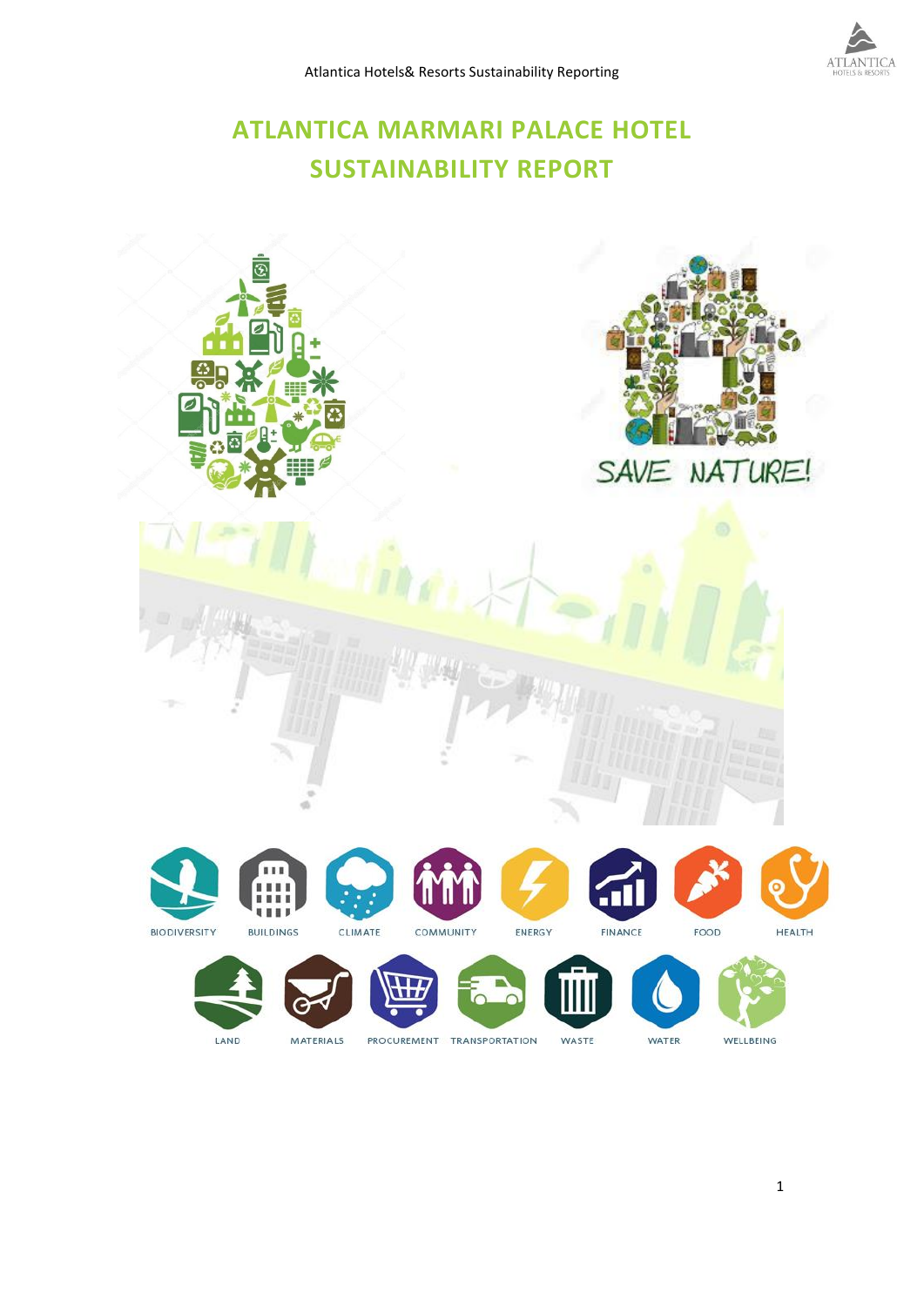# ATLANTICA MARMARI PALACE HOTEL SUSTAINABILITY REPORT

SAVE NATURE!

BIODIVERSITY BUILDINGS CLIMATE COMMUNITY ENERGY FINANCE FOOD HEALTH

LAND MATERIALS PROCUREMENT TRANSPORTATION WASTE WATER WELLBEING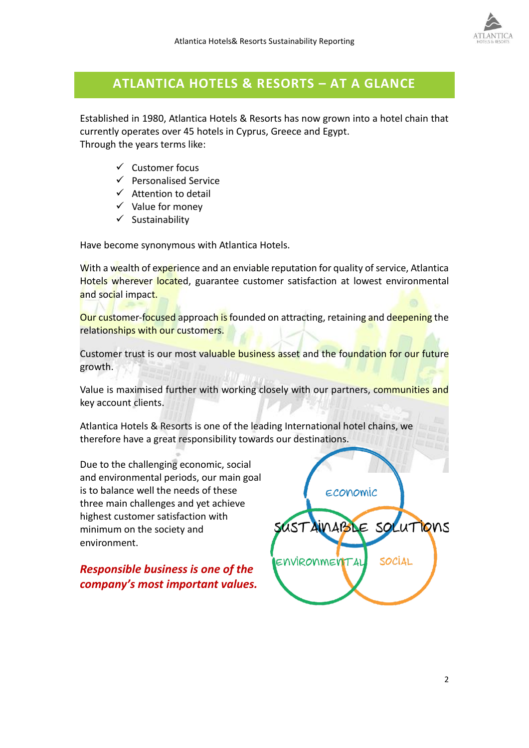## ATLANTICA HOTELS & RESORTS – AT A GLANCE

Established in 1980, Atlantica Hotels & Resorts has now grown into a hotel chain that currently operates over 45 hotels in Cyprus, Greece and Egypt.
Through the years terms like:

- ✓ Customer focus
- ✓ Personalised Service
- ✓ Attention to detail
- ✓ Value for money
- ✓ Sustainability

Have become synonymous with Atlantica Hotels.

With a wealth of experience and an enviable reputation for quality of service, Atlantica Hotels wherever located, guarantee customer satisfaction at lowest environmental and social impact.

Our customer-focused approach is founded on attracting, retaining and deepening the relationships with our customers.

Customer trust is our most valuable business asset and the foundation for our future growth.

Value is maximised further with working closely with our partners, communities and key account clients.

Atlantica Hotels & Resorts is one of the leading International hotel chains, we therefore have a great responsibility towards our destinations.

Due to the challenging economic, social and environmental periods, our main goal is to balance well the needs of these three main challenges and yet achieve highest customer satisfaction with minimum on the society and environment.

***Responsible business is one of the company's most important values.***

Economic

SUSTAINABLE SOLUTIONS

Environmental

Social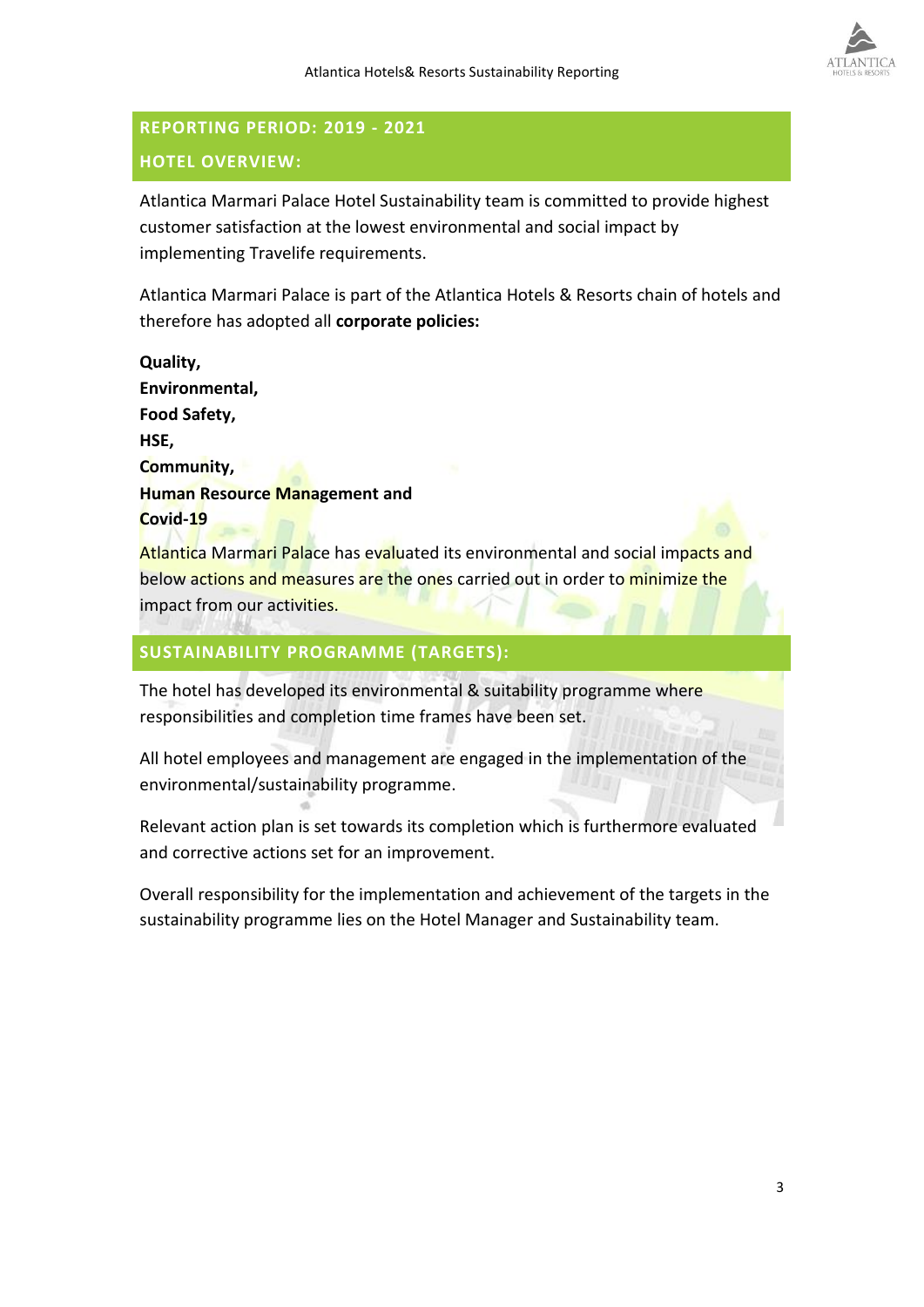## REPORTING PERIOD: 2019 - 2021

## HOTEL OVERVIEW:

Atlantica Marmari Palace Hotel Sustainability team is committed to provide highest customer satisfaction at the lowest environmental and social impact by implementing Travelife requirements.

Atlantica Marmari Palace is part of the Atlantica Hotels & Resorts chain of hotels and therefore has adopted all **corporate policies:**

**Quality,**
**Environmental,**
**Food Safety,**
**HSE,**
**Community,**
**Human Resource Management and**
**Covid-19**

Atlantica Marmari Palace has evaluated its environmental and social impacts and below actions and measures are the ones carried out in order to minimize the impact from our activities.

## SUSTAINABILITY PROGRAMME (TARGETS):

The hotel has developed its environmental & suitability programme where responsibilities and completion time frames have been set.

All hotel employees and management are engaged in the implementation of the environmental/sustainability programme.

Relevant action plan is set towards its completion which is furthermore evaluated and corrective actions set for an improvement.

Overall responsibility for the implementation and achievement of the targets in the sustainability programme lies on the Hotel Manager and Sustainability team.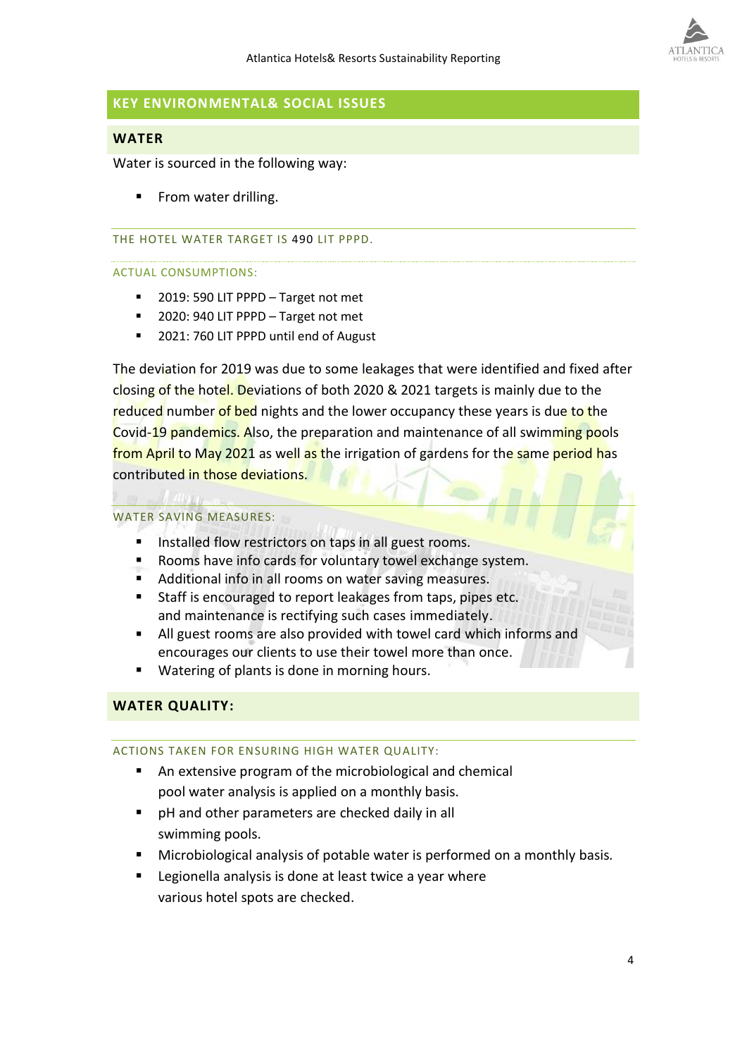## KEY ENVIRONMENTAL& SOCIAL ISSUES

### WATER

Water is sourced in the following way:

- From water drilling.

THE HOTEL WATER TARGET IS 490 LIT PPPD.

ACTUAL CONSUMPTIONS:

- 2019: 590 LIT PPPD – Target not met
- 2020: 940 LIT PPPD – Target not met
- 2021: 760 LIT PPPD until end of August

The deviation for 2019 was due to some leakages that were identified and fixed after closing of the hotel. Deviations of both 2020 & 2021 targets is mainly due to the reduced number of bed nights and the lower occupancy these years is due to the Covid-19 pandemics. Also, the preparation and maintenance of all swimming pools from April to May 2021 as well as the irrigation of gardens for the same period has contributed in those deviations.

WATER SAVING MEASURES:

- Installed flow restrictors on taps in all guest rooms.
- Rooms have info cards for voluntary towel exchange system.
- Additional info in all rooms on water saving measures.
- Staff is encouraged to report leakages from taps, pipes etc. and maintenance is rectifying such cases immediately.
- All guest rooms are also provided with towel card which informs and encourages our clients to use their towel more than once.
- Watering of plants is done in morning hours.

### WATER QUALITY:

ACTIONS TAKEN FOR ENSURING HIGH WATER QUALITY:

- An extensive program of the microbiological and chemical pool water analysis is applied on a monthly basis.
- pH and other parameters are checked daily in all swimming pools.
- Microbiological analysis of potable water is performed on a monthly basis.
- Legionella analysis is done at least twice a year where various hotel spots are checked.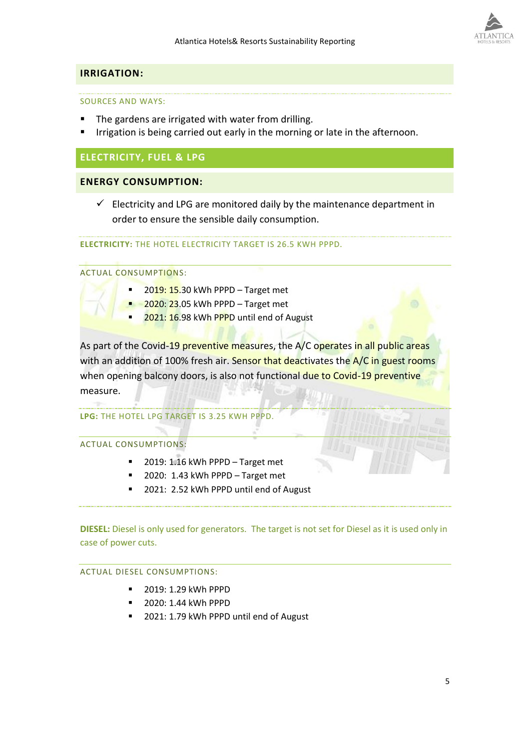## IRRIGATION:

SOURCES AND WAYS:

- The gardens are irrigated with water from drilling.
- Irrigation is being carried out early in the morning or late in the afternoon.

## ELECTRICITY, FUEL & LPG

### ENERGY CONSUMPTION:

✓ Electricity and LPG are monitored daily by the maintenance department in order to ensure the sensible daily consumption.

**ELECTRICITY:** THE HOTEL ELECTRICITY TARGET IS 26.5 KWH PPPD.

ACTUAL CONSUMPTIONS:

- 2019: 15.30 kWh PPPD – Target met
- 2020: 23.05 kWh PPPD – Target met
- 2021: 16.98 kWh PPPD until end of August

As part of the Covid-19 preventive measures, the A/C operates in all public areas with an addition of 100% fresh air. Sensor that deactivates the A/C in guest rooms when opening balcony doors, is also not functional due to Covid-19 preventive measure.

**LPG:** THE HOTEL LPG TARGET IS 3.25 KWH PPPD.

ACTUAL CONSUMPTIONS:

- 2019: 1.16 kWh PPPD – Target met
- 2020: 1.43 kWh PPPD – Target met
- 2021: 2.52 kWh PPPD until end of August

**DIESEL:** Diesel is only used for generators. The target is not set for Diesel as it is used only in case of power cuts.

ACTUAL DIESEL CONSUMPTIONS:

- 2019: 1.29 kWh PPPD
- 2020: 1.44 kWh PPPD
- 2021: 1.79 kWh PPPD until end of August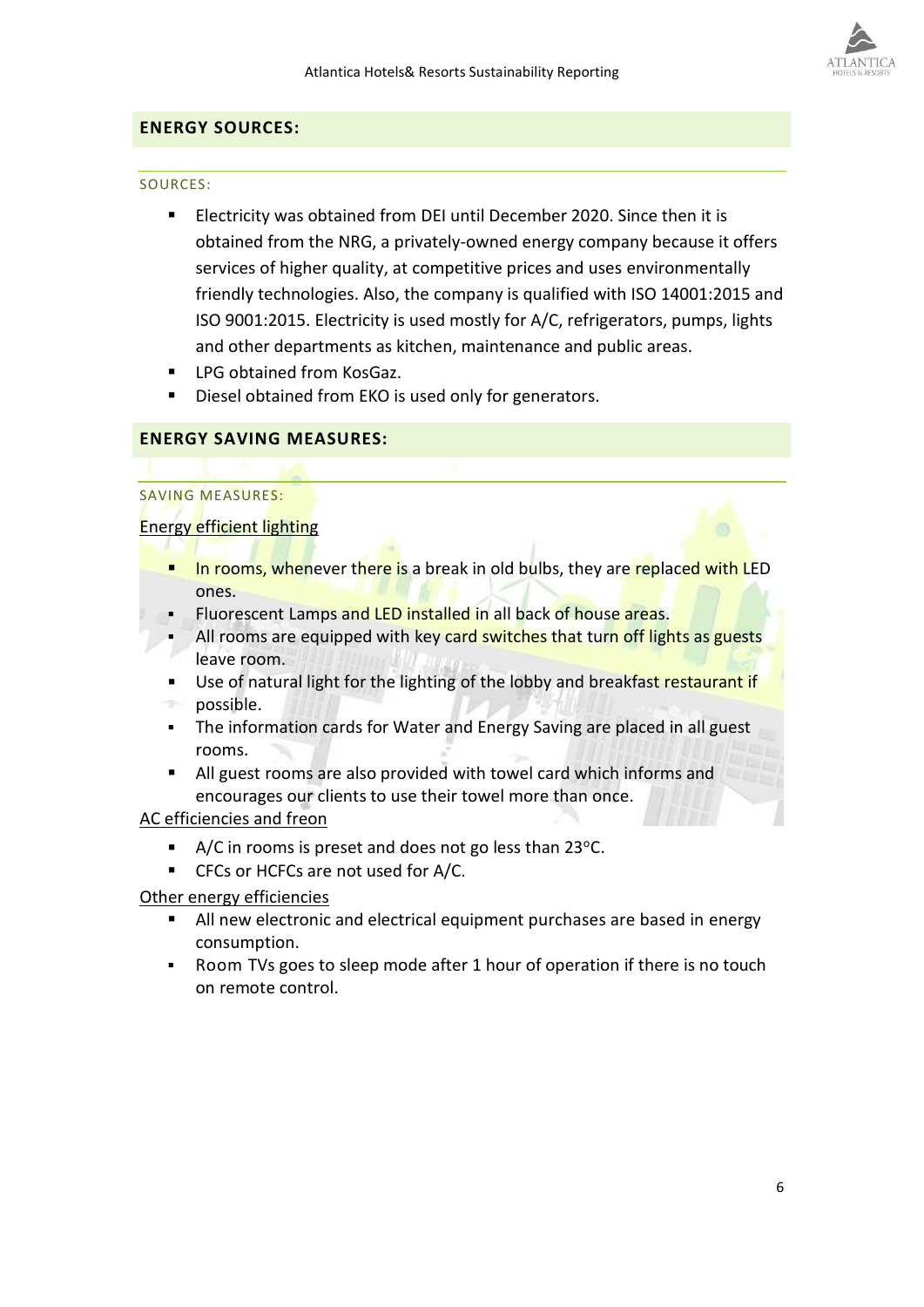## ENERGY SOURCES:

### SOURCES:

- Electricity was obtained from DEI until December 2020. Since then it is obtained from the NRG, a privately-owned energy company because it offers services of higher quality, at competitive prices and uses environmentally friendly technologies. Also, the company is qualified with ISO 14001:2015 and ISO 9001:2015. Electricity is used mostly for A/C, refrigerators, pumps, lights and other departments as kitchen, maintenance and public areas.
- LPG obtained from KosGaz.
- Diesel obtained from EKO is used only for generators.

## ENERGY SAVING MEASURES:

### SAVING MEASURES:

Energy efficient lighting

- In rooms, whenever there is a break in old bulbs, they are replaced with LED ones.
- Fluorescent Lamps and LED installed in all back of house areas.
- All rooms are equipped with key card switches that turn off lights as guests leave room.
- Use of natural light for the lighting of the lobby and breakfast restaurant if possible.
- The information cards for Water and Energy Saving are placed in all guest rooms.
- All guest rooms are also provided with towel card which informs and encourages our clients to use their towel more than once.

AC efficiencies and freon

- A/C in rooms is preset and does not go less than 23°C.
- CFCs or HCFCs are not used for A/C.

Other energy efficiencies

- All new electronic and electrical equipment purchases are based in energy consumption.
- Room TVs goes to sleep mode after 1 hour of operation if there is no touch on remote control.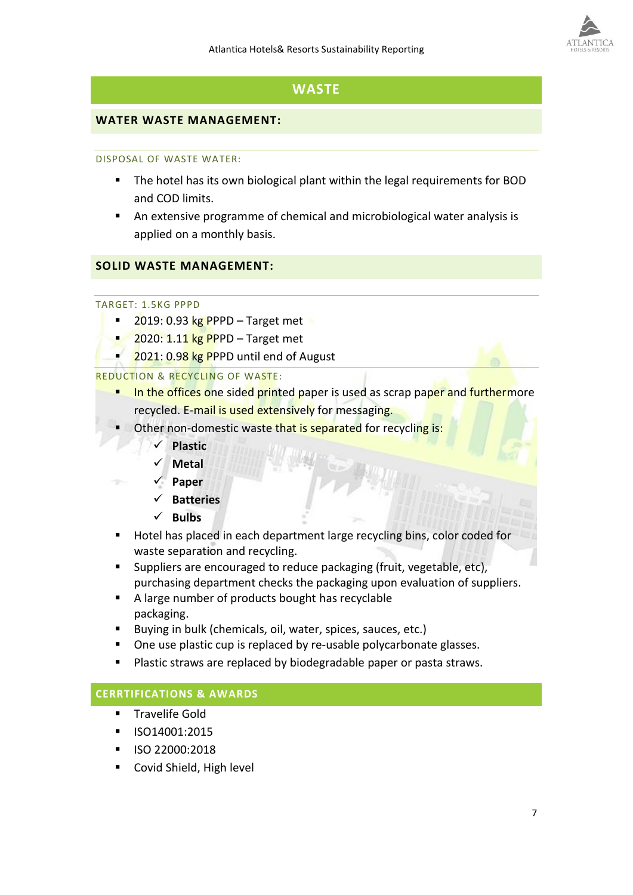# WASTE

## WATER WASTE MANAGEMENT:

### DISPOSAL OF WASTE WATER:

- The hotel has its own biological plant within the legal requirements for BOD and COD limits.
- An extensive programme of chemical and microbiological water analysis is applied on a monthly basis.

## SOLID WASTE MANAGEMENT:

### TARGET: 1.5KG PPPD

- 2019: 0.93 kg PPPD – Target met
- 2020: 1.11 kg PPPD – Target met
- 2021: 0.98 kg PPPD until end of August

### REDUCTION & RECYCLING OF WASTE:

- In the offices one sided printed paper is used as scrap paper and furthermore recycled. E-mail is used extensively for messaging.
- Other non-domestic waste that is separated for recycling is:
  - ✓ **Plastic**
  - ✓ **Metal**
  - ✓ **Paper**
  - ✓ **Batteries**
  - ✓ **Bulbs**
- Hotel has placed in each department large recycling bins, color coded for waste separation and recycling.
- Suppliers are encouraged to reduce packaging (fruit, vegetable, etc), purchasing department checks the packaging upon evaluation of suppliers.
- A large number of products bought has recyclable packaging.
- Buying in bulk (chemicals, oil, water, spices, sauces, etc.)
- One use plastic cup is replaced by re-usable polycarbonate glasses.
- Plastic straws are replaced by biodegradable paper or pasta straws.

## CERRTIFICATIONS & AWARDS

- Travelife Gold
- ISO14001:2015
- ISO 22000:2018
- Covid Shield, High level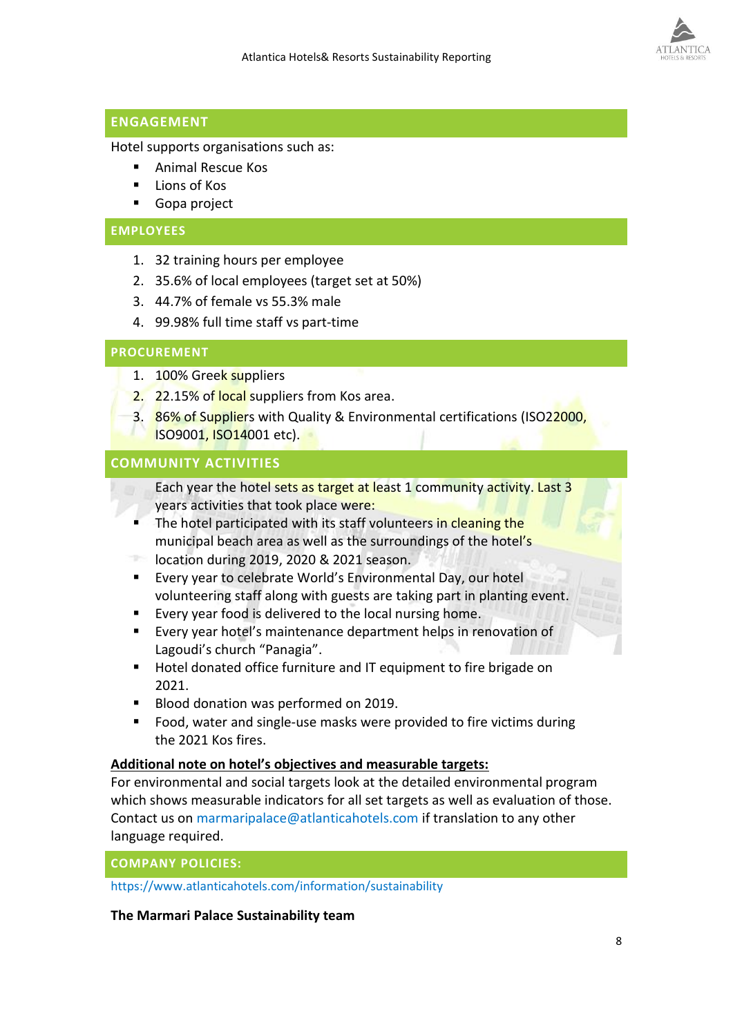## ENGAGEMENT

Hotel supports organisations such as:

- Animal Rescue Kos
- Lions of Kos
- Gopa project

## EMPLOYEES

1. 32 training hours per employee
2. 35.6% of local employees (target set at 50%)
3. 44.7% of female vs 55.3% male
4. 99.98% full time staff vs part-time

## PROCUREMENT

1. 100% Greek suppliers
2. 22.15% of local suppliers from Kos area.
3. 86% of Suppliers with Quality & Environmental certifications (ISO22000, ISO9001, ISO14001 etc).

## COMMUNITY ACTIVITIES

Each year the hotel sets as target at least 1 community activity. Last 3 years activities that took place were:

- The hotel participated with its staff volunteers in cleaning the municipal beach area as well as the surroundings of the hotel's location during 2019, 2020 & 2021 season.
- Every year to celebrate World's Environmental Day, our hotel volunteering staff along with guests are taking part in planting event.
- Every year food is delivered to the local nursing home.
- Every year hotel's maintenance department helps in renovation of Lagoudi's church "Panagia".
- Hotel donated office furniture and IT equipment to fire brigade on 2021.
- Blood donation was performed on 2019.
- Food, water and single-use masks were provided to fire victims during the 2021 Kos fires.

**Additional note on hotel's objectives and measurable targets:**

For environmental and social targets look at the detailed environmental program which shows measurable indicators for all set targets as well as evaluation of those. Contact us on marmaripalace@atlanticahotels.com if translation to any other language required.

## COMPANY POLICIES:

https://www.atlanticahotels.com/information/sustainability

**The Marmari Palace Sustainability team**